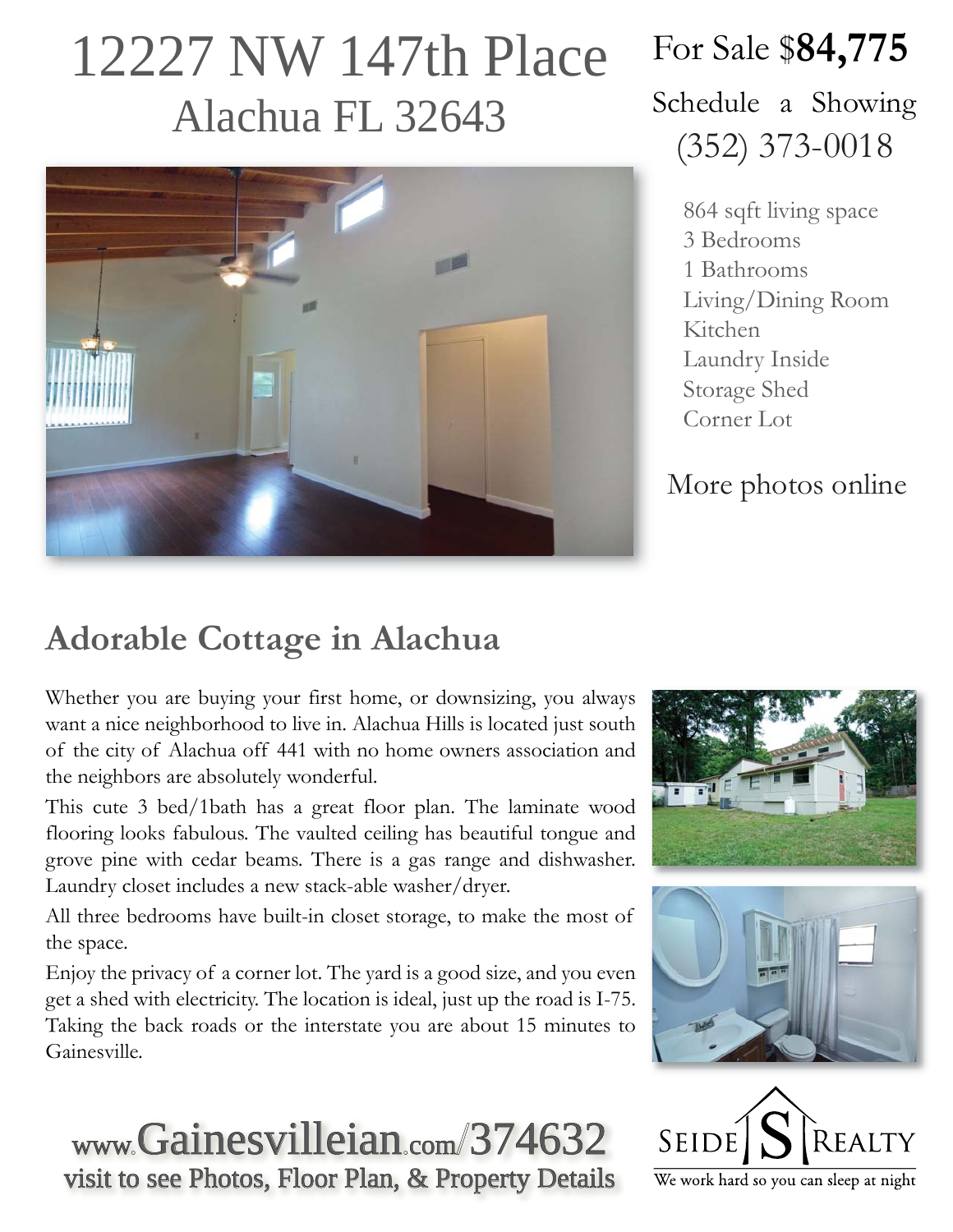# 12227 NW 147th Place
## Alachua FL 32643

For Sale $**84,775**

Schedule a Showing
(352) 373-0018

- 864 sqft living space
- 3 Bedrooms
- 1 Bathrooms
- Living/Dining Room
- Kitchen
- Laundry Inside
- Storage Shed
- Corner Lot

More photos online

## Adorable Cottage in Alachua

Whether you are buying your first home, or downsizing, you always want a nice neighborhood to live in. Alachua Hills is located just south of the city of Alachua off 441 with no home owners association and the neighbors are absolutely wonderful.

This cute 3 bed/1bath has a great floor plan. The laminate wood flooring looks fabulous. The vaulted ceiling has beautiful tongue and grove pine with cedar beams. There is a gas range and dishwasher. Laundry closet includes a new stack-able washer/dryer.

All three bedrooms have built-in closet storage, to make the most of the space.

Enjoy the privacy of a corner lot. The yard is a good size, and you even get a shed with electricity. The location is ideal, just up the road is I-75. Taking the back roads or the interstate you are about 15 minutes to Gainesville.

www.Gainesvilleian.com/374632
visit to see Photos, Floor Plan, & Property Details

SEIDE S REALTY
We work hard so you can sleep at night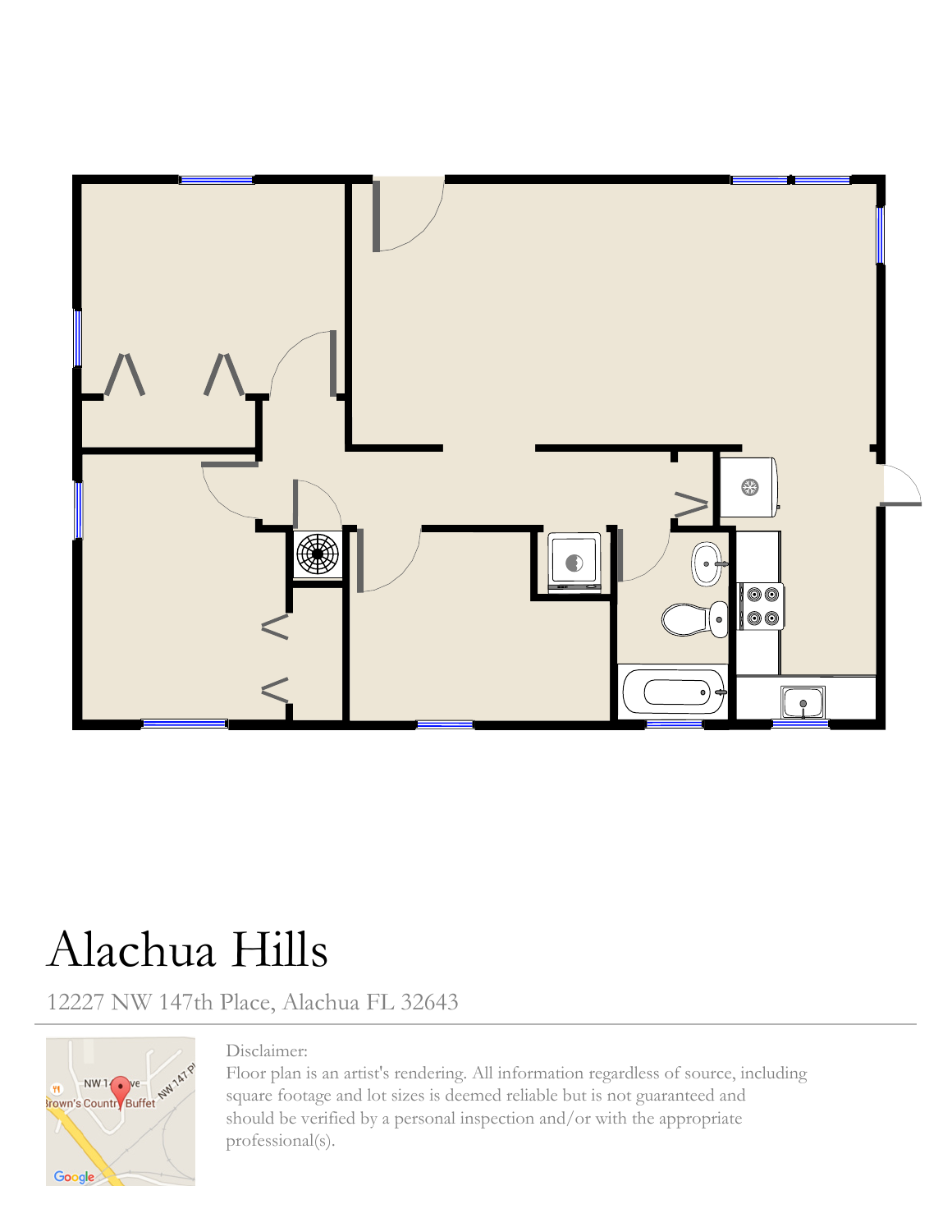# Alachua Hills

12227 NW 147th Place, Alachua FL 32643

Disclaimer:
Floor plan is an artist's rendering. All information regardless of source, including square footage and lot sizes is deemed reliable but is not guaranteed and should be verified by a personal inspection and/or with the appropriate professional(s).